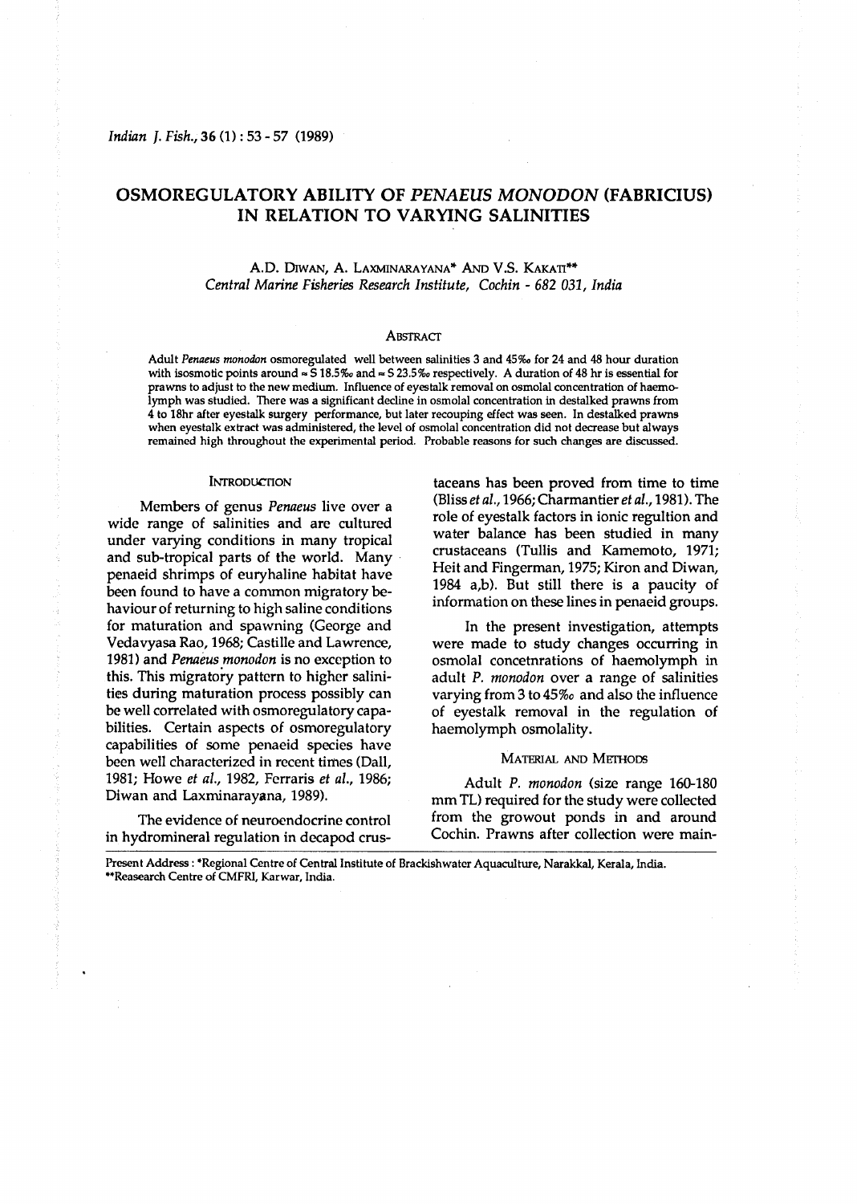# OSMOREGULATORY ABILITY OF *PENAEUS MONODON* (FABRICIUS) IN RELATION TO VARYING SALINITIES

A.D. DIWAN, A. LAXMINARAYANA* AND V.S. KAKATI**

*Central Marine Fisheries Research Institute, Cochin - 682 031, India*

## ABSTRACT

Adult *Penaeus monodon* osmoregulated well between salinities 3 and 45‰ for 24 and 48 hour duration with isosmotic points around ≈ S 18.5‰ and ≈ S 23.5‰ respectively. A duration of 48 hr is essential for prawns to adjust to the new medium. Influence of eyestalk removal on osmolal concentration of haemolymph was studied. There was a significant decline in osmolal concentration in destalked prawns from 4 to 18hr after eyestalk surgery performance, but later recouping effect was seen. In destalked prawns when eyestalk extract was administered, the level of osmolal concentration did not decrease but always remained high throughout the experimental period. Probable reasons for such changes are discussed.

## INTRODUCTION

Members of genus *Penaeus* live over a wide range of salinities and are cultured under varying conditions in many tropical and sub-tropical parts of the world. Many penaeid shrimps of euryhaline habitat have been found to have a common migratory behaviour of returning to high saline conditions for maturation and spawning (George and Vedavyasa Rao, 1968; Castille and Lawrence, 1981) and *Penaeus monodon* is no exception to this. This migratory pattern to higher salinities during maturation process possibly can be well correlated with osmoregulatory capabilities. Certain aspects of osmoregulatory capabilities of some penaeid species have been well characterized in recent times (Dall, 1981; Howe *et al.*, 1982, Ferraris *et al.*, 1986; Diwan and Laxminarayana, 1989).

The evidence of neuroendocrine control in hydromineral regulation in decapod crustaceans has been proved from time to time (Bliss *et al.*, 1966; Charmantier *et al.*, 1981). The role of eyestalk factors in ionic regultion and water balance has been studied in many crustaceans (Tullis and Kamemoto, 1971; Heit and Fingerman, 1975; Kiron and Diwan, 1984 a,b). But still there is a paucity of information on these lines in penaeid groups.

In the present investigation, attempts were made to study changes occurring in osmolal concetnrations of haemolymph in adult *P. monodon* over a range of salinities varying from 3 to 45‰ and also the influence of eyestalk removal in the regulation of haemolymph osmolality.

## MATERIAL AND METHODS

Adult *P. monodon* (size range 160-180 mm TL) required for the study were collected from the growout ponds in and around Cochin. Prawns after collection were main-

Present Address : *Regional Centre of Central Institute of Brackishwater Aquaculture, Narakkal, Kerala, India.
**Reasearch Centre of CMFRI, Karwar, India.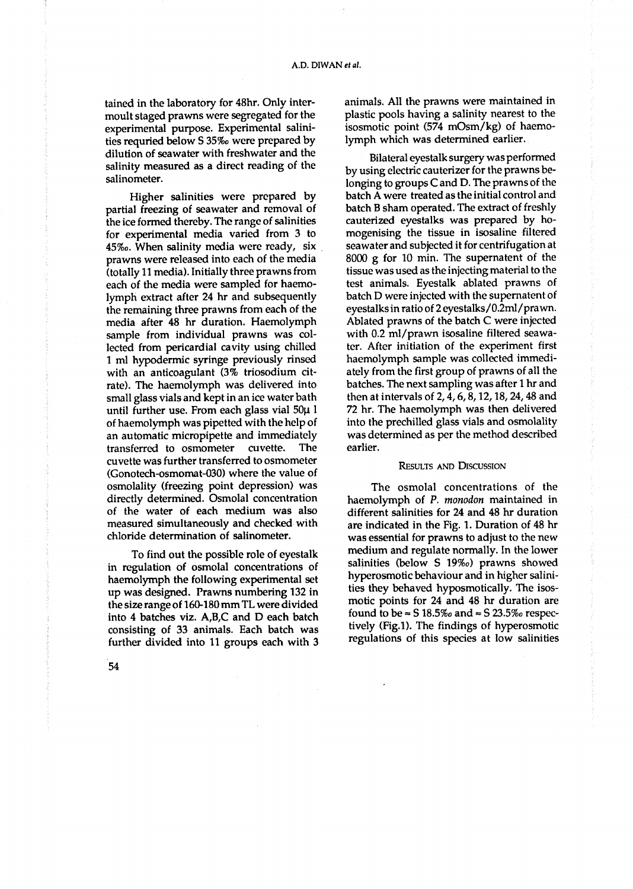tained in the laboratory for 48hr. Only intermoult staged prawns were segregated for the experimental purpose. Experimental salinities requried below S 35‰ were prepared by dilution of seawater with freshwater and the salinity measured as a direct reading of the salinometer.

Higher salinities were prepared by partial freezing of seawater and removal of the ice formed thereby. The range of salinities for experimental media varied from 3 to 45‰. When salinity media were ready, six prawns were released into each of the media (totally 11 media). Initially three prawns from each of the media were sampled for haemolymph extract after 24 hr and subsequently the remaining three prawns from each of the media after 48 hr duration. Haemolymph sample from individual prawns was collected from pericardial cavity using chilled 1 ml hypodermic syringe previously rinsed with an anticoagulant (3% triosodium citrate). The haemolymph was delivered into small glass vials and kept in an ice water bath until further use. From each glass vial 50μ l of haemolymph was pipetted with the help of an automatic micropipette and immediately transferred to osmometer cuvette. The cuvette was further transferred to osmometer (Gonotech-osmomat-030) where the value of osmolality (freezing point depression) was directly determined. Osmolal concentration of the water of each medium was also measured simultaneously and checked with chloride determination of salinometer.

To find out the possible role of eyestalk in regulation of osmolal concentrations of haemolymph the following experimental set up was designed. Prawns numbering 132 in the size range of 160-180 mm TL were divided into 4 batches viz. A,B,C and D each batch consisting of 33 animals. Each batch was further divided into 11 groups each with 3 animals. All the prawns were maintained in plastic pools having a salinity nearest to the isosmotic point (574 mOsm/kg) of haemolymph which was determined earlier.

Bilateral eyestalk surgery was performed by using electric cauterizer for the prawns belonging to groups C and D. The prawns of the batch A were treated as the initial control and batch B sham operated. The extract of freshly cauterized eyestalks was prepared by homogenising the tissue in isosaline filtered seawater and subjected it for centrifugation at 8000 g for 10 min. The supernatent of the tissue was used as the injecting material to the test animals. Eyestalk ablated prawns of batch D were injected with the supernatent of eyestalks in ratio of 2 eyestalks/0.2ml/prawn. Ablated prawns of the batch C were injected with 0.2 ml/prawn isosaline filtered seawater. After initiation of the experiment first haemolymph sample was collected immediately from the first group of prawns of all the batches. The next sampling was after 1 hr and then at intervals of 2, 4, 6, 8, 12, 18, 24, 48 and 72 hr. The haemolymph was then delivered into the prechilled glass vials and osmolality was determined as per the method described earlier.

## RESULTS AND DISCUSSION

The osmolal concentrations of the haemolymph of *P. monodon* maintained in different salinities for 24 and 48 hr duration are indicated in the Fig. 1. Duration of 48 hr was essential for prawns to adjust to the new medium and regulate normally. In the lower salinities (below S 19‰) prawns showed hyperosmotic behaviour and in higher salinities they behaved hyposmotically. The isosmotic points for 24 and 48 hr duration are found to be ≈ S 18.5‰ and ≈ S 23.5‰ respectively (Fig.1). The findings of hyperosmotic regulations of this species at low salinities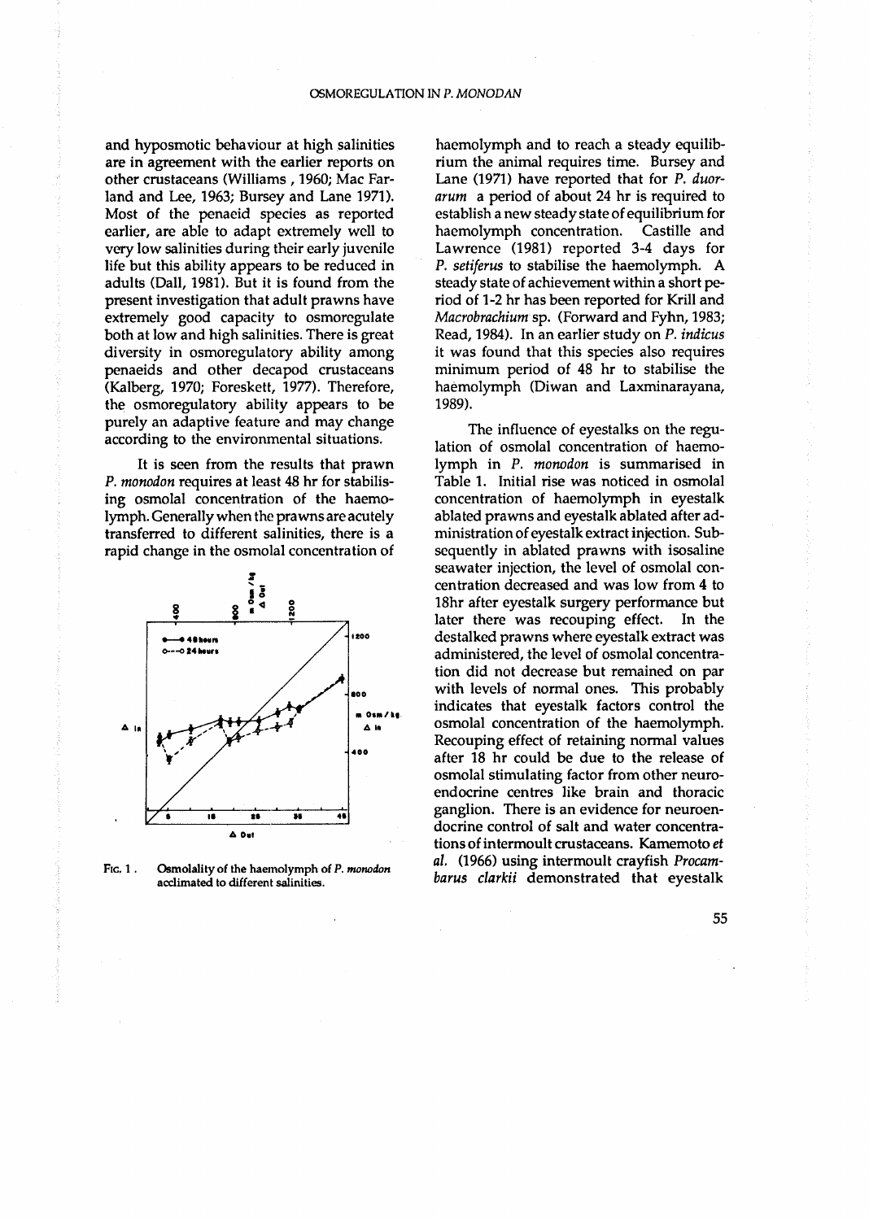and hyposmotic behaviour at high salinities are in agreement with the earlier reports on other crustaceans (Williams , 1960; Mac Farland and Lee, 1963; Bursey and Lane 1971). Most of the penaeid species as reported earlier, are able to adapt extremely well to very low salinities during their early juvenile life but this ability appears to be reduced in adults (Dall, 1981). But it is found from the present investigation that adult prawns have extremely good capacity to osmoregulate both at low and high salinities. There is great diversity in osmoregulatory ability among penaeids and other decapod crustaceans (Kalberg, 1970; Foreskett, 1977). Therefore, the osmoregulatory ability appears to be purely an adaptive feature and may change according to the environmental situations.

It is seen from the results that prawn *P. monodon* requires at least 48 hr for stabilising osmolal concentration of the haemolymph. Generally when the prawns are acutely transferred to different salinities, there is a rapid change in the osmolal concentration of haemolymph and to reach a steady equilibrium the animal requires time. Bursey and Lane (1971) have reported that for *P. duorarum* a period of about 24 hr is required to establish a new steady state of equilibrium for haemolymph concentration. Castille and Lawrence (1981) reported 3-4 days for *P. setiferus* to stabilise the haemolymph. A steady state of achievement within a short period of 1-2 hr has been reported for Krill and *Macrobrachium* sp. (Forward and Fyhn, 1983; Read, 1984). In an earlier study on *P. indicus* it was found that this species also requires minimum period of 48 hr to stabilise the haemolymph (Diwan and Laxminarayana, 1989).

Fig. 1. Osmolality of the haemolymph of *P. monodon* acclimated to different salinities.

The influence of eyestalks on the regulation of osmolal concentration of haemolymph in *P. monodon* is summarised in Table 1. Initial rise was noticed in osmolal concentration of haemolymph in eyestalk ablated prawns and eyestalk ablated after administration of eyestalk extract injection. Subsequently in ablated prawns with isosaline seawater injection, the level of osmolal concentration decreased and was low from 4 to 18hr after eyestalk surgery performance but later there was recouping effect. In the destalked prawns where eyestalk extract was administered, the level of osmolal concentration did not decrease but remained on par with levels of normal ones. This probably indicates that eyestalk factors control the osmolal concentration of the haemolymph. Recouping effect of retaining normal values after 18 hr could be due to the release of osmolal stimulating factor from other neuroendocrine centres like brain and thoracic ganglion. There is an evidence for neuroendocrine control of salt and water concentrations of intermoult crustaceans. Kamemoto *et al.* (1966) using intermoult crayfish *Procambarus clarkii* demonstrated that eyestalk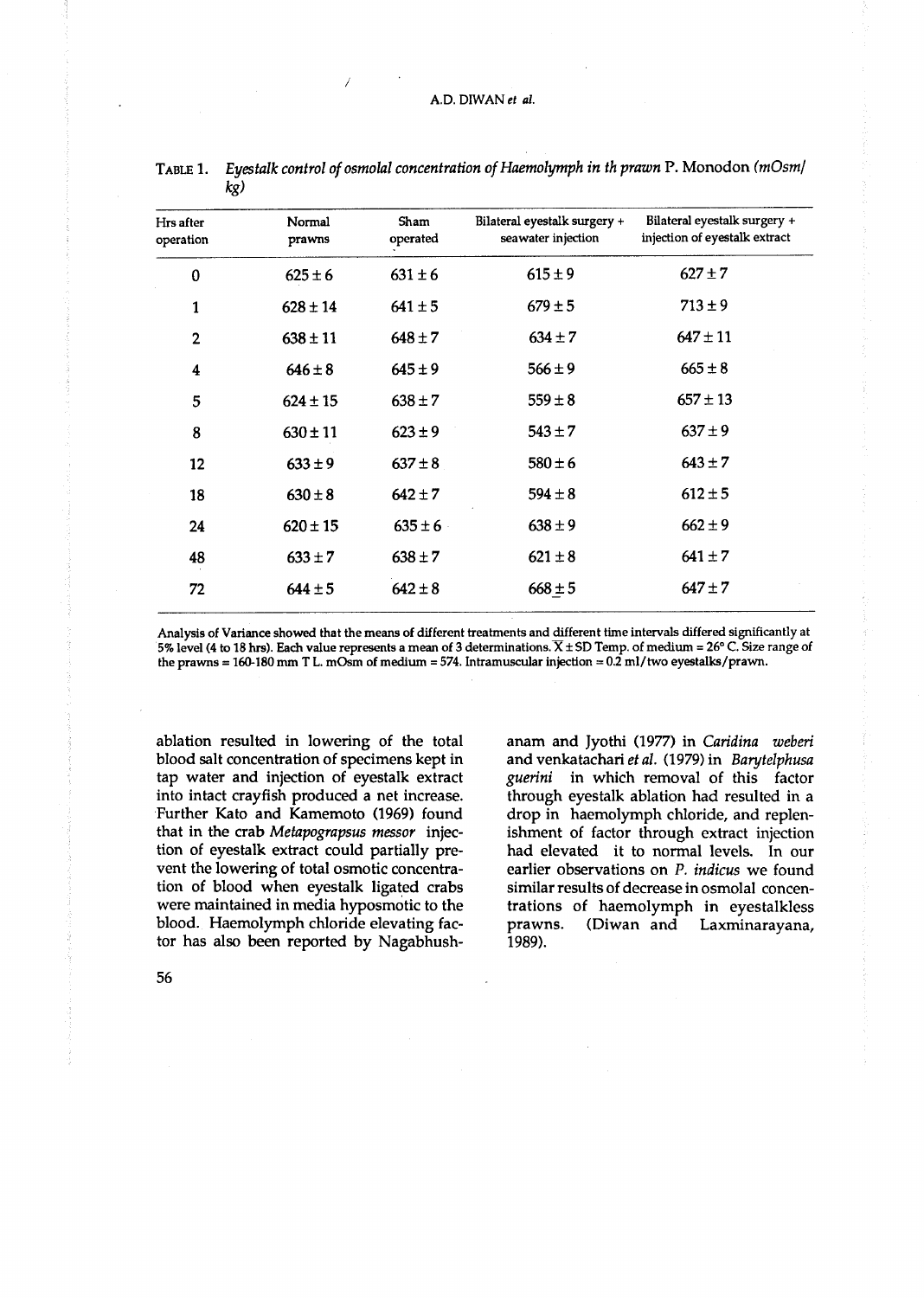TABLE 1. *Eyestalk control of osmolal concentration of Haemolymph in th prawn* P. Monodon *(mOsm/kg)*

| Hrs after operation | Normal prawns | Sham operated | Bilateral eyestalk surgery + seawater injection | Bilateral eyestalk surgery + injection of eyestalk extract |
|---|---|---|---|---|
| 0 | 625 ± 6 | 631 ± 6 | 615 ± 9 | 627 ± 7 |
| 1 | 628 ± 14 | 641 ± 5 | 679 ± 5 | 713 ± 9 |
| 2 | 638 ± 11 | 648 ± 7 | 634 ± 7 | 647 ± 11 |
| 4 | 646 ± 8 | 645 ± 9 | 566 ± 9 | 665 ± 8 |
| 5 | 624 ± 15 | 638 ± 7 | 559 ± 8 | 657 ± 13 |
| 8 | 630 ± 11 | 623 ± 9 | 543 ± 7 | 637 ± 9 |
| 12 | 633 ± 9 | 637 ± 8 | 580 ± 6 | 643 ± 7 |
| 18 | 630 ± 8 | 642 ± 7 | 594 ± 8 | 612 ± 5 |
| 24 | 620 ± 15 | 635 ± 6 | 638 ± 9 | 662 ± 9 |
| 48 | 633 ± 7 | 638 ± 7 | 621 ± 8 | 641 ± 7 |
| 72 | 644 ± 5 | 642 ± 8 | 668 ± 5 | 647 ± 7 |

Analysis of Variance showed that the means of different treatments and different time intervals differed significantly at 5% level (4 to 18 hrs). Each value represents a mean of 3 determinations. $\overline{X} \pm SD$ Temp. of medium = 26° C. Size range of the prawns = 160-180 mm T L. mOsm of medium = 574. Intramuscular injection = 0.2 ml/two eyestalks/prawn.

ablation resulted in lowering of the total blood salt concentration of specimens kept in tap water and injection of eyestalk extract into intact crayfish produced a net increase. Further Kato and Kamemoto (1969) found that in the crab *Metapograpsus messor* injection of eyestalk extract could partially prevent the lowering of total osmotic concentration of blood when eyestalk ligated crabs were maintained in media hyposmotic to the blood. Haemolymph chloride elevating factor has also been reported by Nagabhushanam and Jyothi (1977) in *Caridina weberi* and venkatachari *et al.* (1979) in *Barytelphusa guerini* in which removal of this factor through eyestalk ablation had resulted in a drop in haemolymph chloride, and replenishment of factor through extract injection had elevated it to normal levels. In our earlier observations on *P. indicus* we found similar results of decrease in osmolal concentrations of haemolymph in eyestalkless prawns. (Diwan and Laxminarayana, 1989).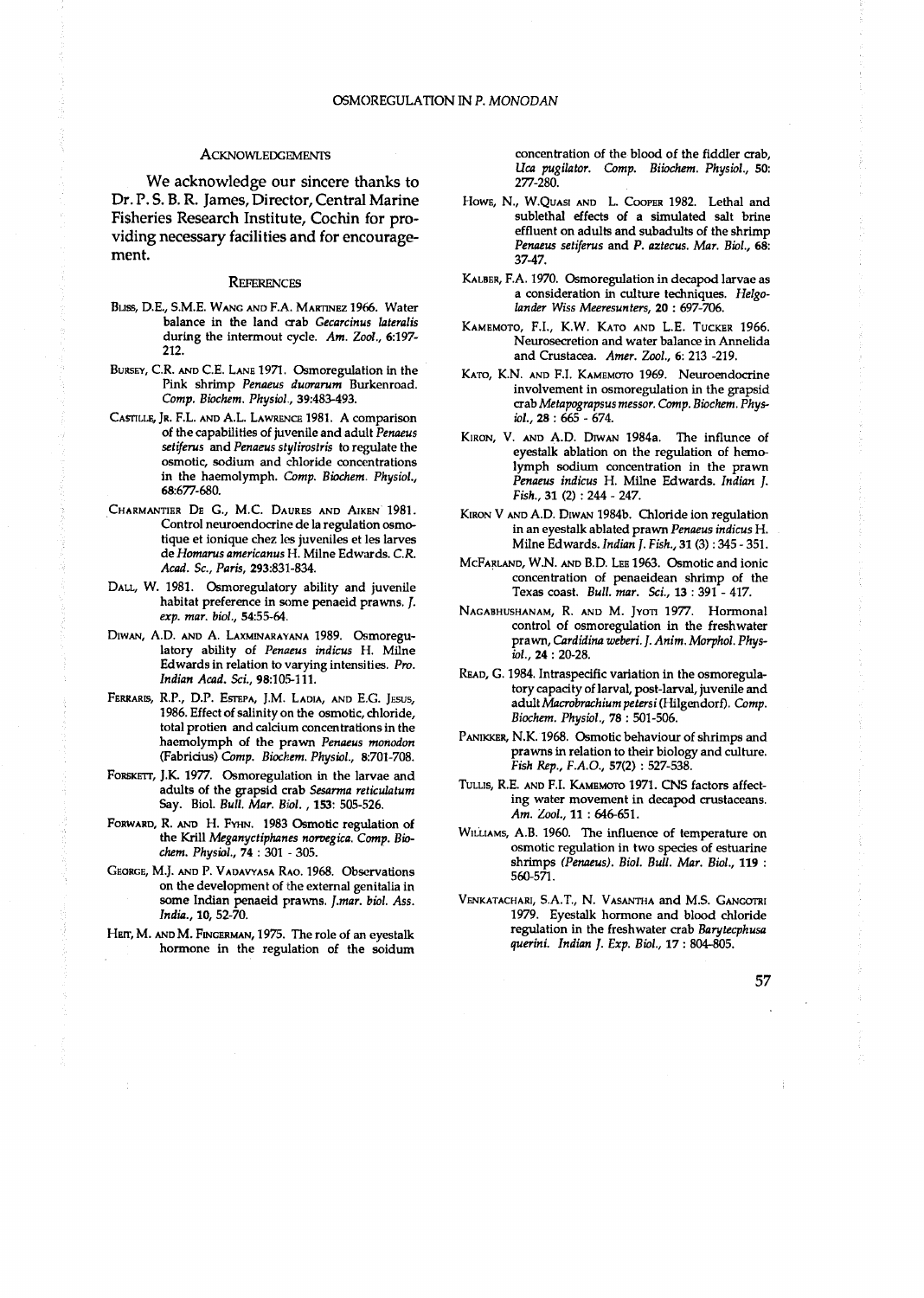## Acknowledgements

We acknowledge our sincere thanks to Dr. P. S. B. R. James, Director, Central Marine Fisheries Research Institute, Cochin for providing necessary facilities and for encouragement.

## References

Bliss, D.E., S.M.E. Wang and F.A. Martinez 1966. Water balance in the land crab *Gecarcinus lateralis* during the intermout cycle. *Am. Zool.*, 6:197-212.

Bursey, C.R. and C.E. Lane 1971. Osmoregulation in the Pink shrimp *Penaeus duorarum* Burkenroad. *Comp. Biochem. Physiol.*, 39:483-493.

Castille, Jr. F.L. and A.L. Lawrence 1981. A comparison of the capabilities of juvenile and adult *Penaeus setiferus* and *Penaeus stylirostris* to regulate the osmotic, sodium and chloride concentrations in the haemolymph. *Comp. Biochem. Physiol.*, 68:677-680.

Charmantier De G., M.C. Daures and Aiken 1981. Control neuroendocrine de la regulation osmotique et ionique chez les juveniles et les larves de *Homarus americanus* H. Milne Edwards. *C.R. Acad. Sc., Paris*, 293:831-834.

Dall, W. 1981. Osmoregulatory ability and juvenile habitat preference in some penaeid prawns. *J. exp. mar. biol.*, 54:55-64.

Diwan, A.D. and A. Laxminarayana 1989. Osmoregulatory ability of *Penaeus indicus* H. Milne Edwards in relation to varying intensities. *Pro. Indian Acad. Sci.*, 98:105-111.

Ferraris, R.P., D.P. Estepa, J.M. Ladia, and E.G. Jesus, 1986. Effect of salinity on the osmotic, chloride, total protien and calcium concentrations in the haemolymph of the prawn *Penaeus monodon* (Fabricius) *Comp. Biochem. Physiol.*, 8:701-708.

Forskett, J.K. 1977. Osmoregulation in the larvae and adults of the grapsid crab *Sesarma reticulatum* Say. Biol. *Bull. Mar. Biol.*, 153: 505-526.

Forward, R. and H. Fyhn. 1983 Osmotic regulation of the Krill *Meganyctiphanes norvegica*. *Comp. Biochem. Physiol.*, 74 : 301 - 305.

George, M.J. and P. Vadavyasa Rao. 1968. Observations on the development of the external genitalia in some Indian penaeid prawns. *J.mar. biol. Ass. India.*, 10, 52-70.

Heit, M. and M. Fingerman, 1975. The role of an eyestalk hormone in the regulation of the soidum concentration of the blood of the fiddler crab, *Uca pugilator*. *Comp. Biochem. Physiol.*, 50: 277-280.

Howe, N., W.Quasi and L. Cooper 1982. Lethal and sublethal effects of a simulated salt brine effluent on adults and subadults of the shrimp *Penaeus setiferus* and *P. aztecus*. *Mar. Biol.*, 68: 37-47.

Kalber, F.A. 1970. Osmoregulation in decapod larvae as a consideration in culture techniques. *Helgolander Wiss Meeresunters*, 20 : 697-706.

Kamemoto, F.I., K.W. Kato and L.E. Tucker 1966. Neurosecretion and water balance in Annelida and Crustacea. *Amer. Zool.*, 6: 213 -219.

Kato, K.N. and F.I. Kamemoto 1969. Neuroendocrine involvement in osmoregulation in the grapsid crab *Metapograpsus messor*. *Comp. Biochem. Physiol.*, 28 : 665 - 674.

Kiron, V. and A.D. Diwan 1984a. The influnce of eyestalk ablation on the regulation of hemolymph sodium concentration in the prawn *Penaeus indicus* H. Milne Edwards. *Indian J. Fish.*, 31 (2) : 244 - 247.

Kiron V and A.D. Diwan 1984b. Chloride ion regulation in an eyestalk ablated prawn *Penaeus indicus* H. Milne Edwards. *Indian J. Fish.*, 31 (3) : 345 - 351.

McFarland, W.N. and B.D. Lee 1963. Osmotic and ionic concentration of penaeidean shrimp of the Texas coast. *Bull. mar. Sci.*, 13 : 391 - 417.

Nagabhushanam, R. and M. Jyoti 1977. Hormonal control of osmoregulation in the freshwater prawn, *Cardidina weberi*. *J. Anim. Morphol. Physiol.*, 24 : 20-28.

Read, G. 1984. Intraspecific variation in the osmoregulatory capacity of larval, post-larval, juvenile and adult *Macrobrachium petersi* (Hilgendorf). *Comp. Biochem. Physiol.*, 78 : 501-506.

Panikker, N.K. 1968. Osmotic behaviour of shrimps and prawns in relation to their biology and culture. *Fish Rep., F.A.O.*, 57(2) : 527-538.

Tullis, R.E. and F.I. Kamemoto 1971. CNS factors affecting water movement in decapod crustaceans. *Am. Zool.*, 11 : 646-651.

Williams, A.B. 1960. The influence of temperature on osmotic regulation in two species of estuarine shrimps (*Penaeus*). *Biol. Bull. Mar. Biol.*, 119 : 560-571.

Venkatachari, S.A.T., N. Vasantha and M.S. Gangotri 1979. Eyestalk hormone and blood chloride regulation in the freshwater crab *Barytecphusa querini*. *Indian J. Exp. Biol.*, 17 : 804-805.